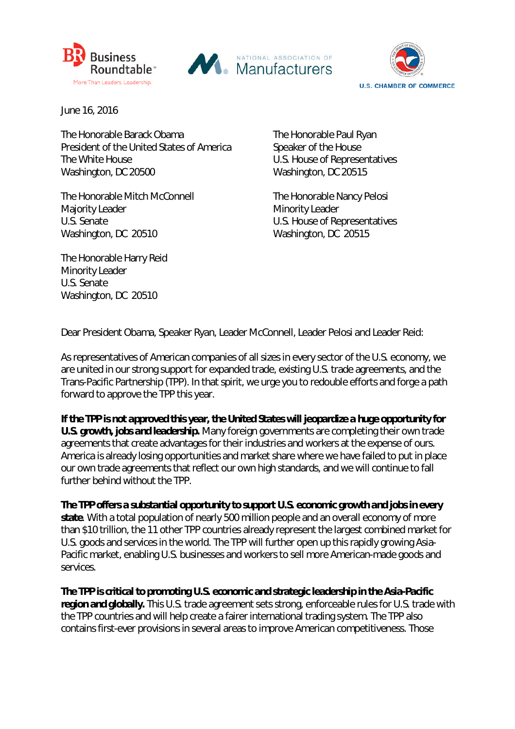Business Roundtable — More Than Leaders. Leadership.

NATIONAL ASSOCIATION OF Manufacturers

U.S. CHAMBER OF COMMERCE

June 16, 2016

The Honorable Barack Obama
President of the United States of America
The White House
Washington, DC 20500

The Honorable Paul Ryan
Speaker of the House
U.S. House of Representatives
Washington, DC 20515

The Honorable Mitch McConnell
Majority Leader
U.S. Senate
Washington, DC 20510

The Honorable Nancy Pelosi
Minority Leader
U.S. House of Representatives
Washington, DC 20515

The Honorable Harry Reid
Minority Leader
U.S. Senate
Washington, DC 20510

Dear President Obama, Speaker Ryan, Leader McConnell, Leader Pelosi and Leader Reid:

As representatives of American companies of all sizes in every sector of the U.S. economy, we are united in our strong support for expanded trade, existing U.S. trade agreements, and the Trans-Pacific Partnership (TPP). In that spirit, we urge you to redouble efforts and forge a path forward to approve the TPP this year.

**If the TPP is not approved this year, the United States will jeopardize a huge opportunity for U.S. growth, jobs and leadership.** Many foreign governments are completing their own trade agreements that create advantages for their industries and workers at the expense of ours. America is already losing opportunities and market share where we have failed to put in place our own trade agreements that reflect our own high standards, and we will continue to fall further behind without the TPP.

**The TPP offers a substantial opportunity to support U.S. economic growth and jobs in every state.** With a total population of nearly 500 million people and an overall economy of more than $10 trillion, the 11 other TPP countries already represent the largest combined market for U.S. goods and services in the world. The TPP will further open up this rapidly growing Asia-Pacific market, enabling U.S. businesses and workers to sell more American-made goods and services.

**The TPP is critical to promoting U.S. economic and strategic leadership in the Asia-Pacific region and globally.** This U.S. trade agreement sets strong, enforceable rules for U.S. trade with the TPP countries and will help create a fairer international trading system. The TPP also contains first-ever provisions in several areas to improve American competitiveness. Those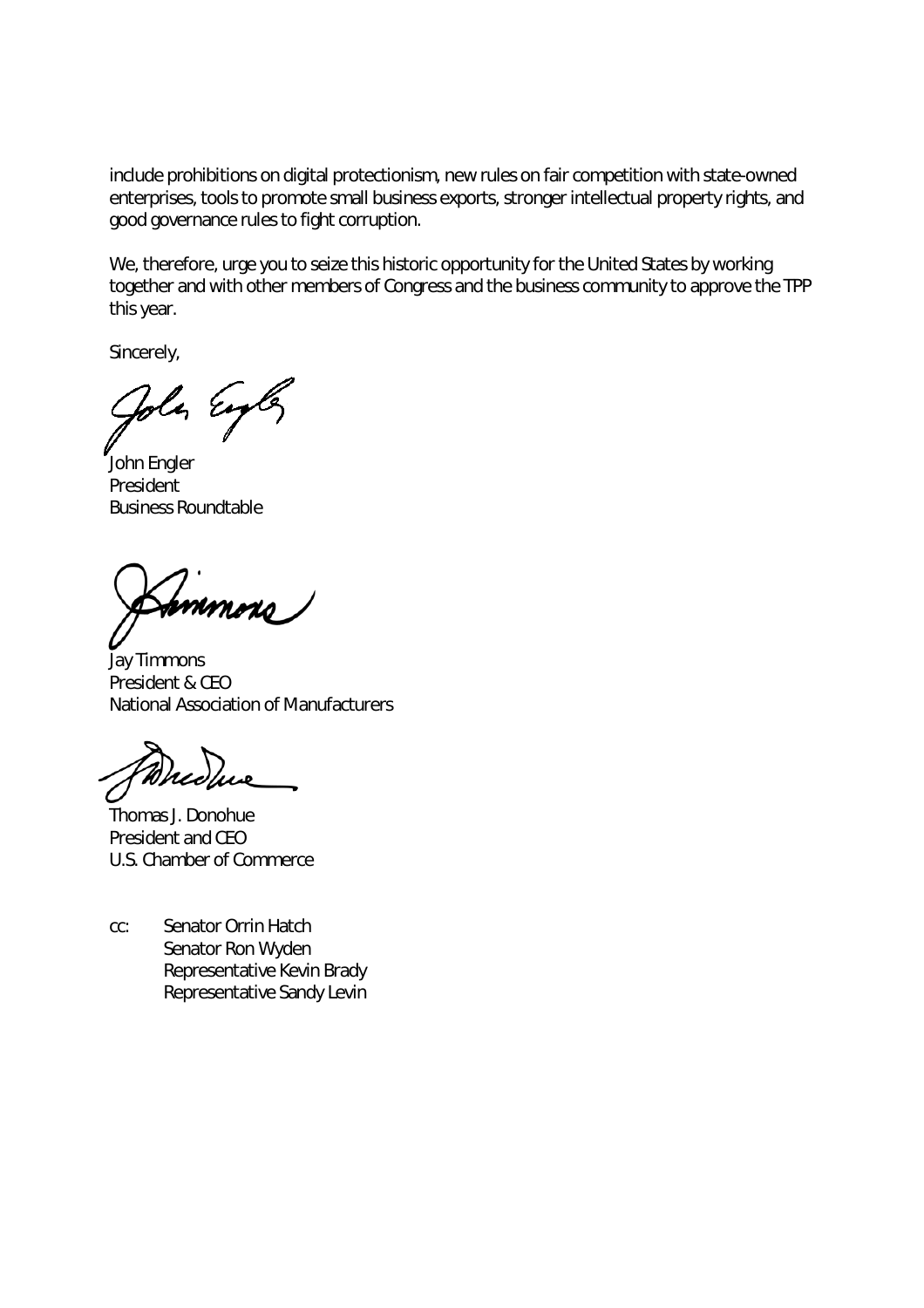include prohibitions on digital protectionism, new rules on fair competition with state-owned enterprises, tools to promote small business exports, stronger intellectual property rights, and good governance rules to fight corruption.

We, therefore, urge you to seize this historic opportunity for the United States by working together and with other members of Congress and the business community to approve the TPP this year.

Sincerely,

John Engler
President
Business Roundtable

Jay Timmons
President & CEO
National Association of Manufacturers

Thomas J. Donohue
President and CEO
U.S. Chamber of Commerce

cc: Senator Orrin Hatch
Senator Ron Wyden
Representative Kevin Brady
Representative Sandy Levin